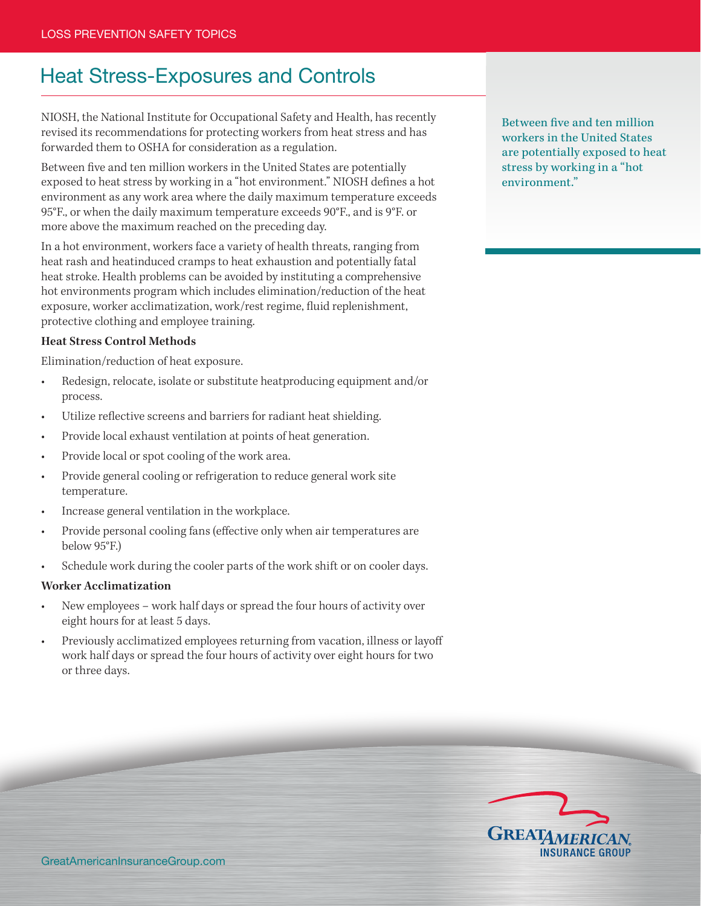# Heat Stress-Exposures and Controls

NIOSH, the National Institute for Occupational Safety and Health, has recently revised its recommendations for protecting workers from heat stress and has forwarded them to OSHA for consideration as a regulation.

Between five and ten million workers in the United States are potentially exposed to heat stress by working in a "hot environment." NIOSH defines a hot environment as any work area where the daily maximum temperature exceeds 95°F., or when the daily maximum temperature exceeds 90°F., and is 9°F. or more above the maximum reached on the preceding day.

In a hot environment, workers face a variety of health threats, ranging from heat rash and heatinduced cramps to heat exhaustion and potentially fatal heat stroke. Health problems can be avoided by instituting a comprehensive hot environments program which includes elimination/reduction of the heat exposure, worker acclimatization, work/rest regime, fluid replenishment, protective clothing and employee training.

Between five and ten million workers in the United States are potentially exposed to heat stress by working in a "hot environment."

**Heat Stress Control Methods**

Elimination/reduction of heat exposure.

- Redesign, relocate, isolate or substitute heatproducing equipment and/or process.
- Utilize reflective screens and barriers for radiant heat shielding.
- Provide local exhaust ventilation at points of heat generation.
- Provide local or spot cooling of the work area.
- Provide general cooling or refrigeration to reduce general work site temperature.
- Increase general ventilation in the workplace.
- Provide personal cooling fans (effective only when air temperatures are below 95°F.)
- Schedule work during the cooler parts of the work shift or on cooler days.

**Worker Acclimatization**

- New employees – work half days or spread the four hours of activity over eight hours for at least 5 days.
- Previously acclimatized employees returning from vacation, illness or layoff work half days or spread the four hours of activity over eight hours for two or three days.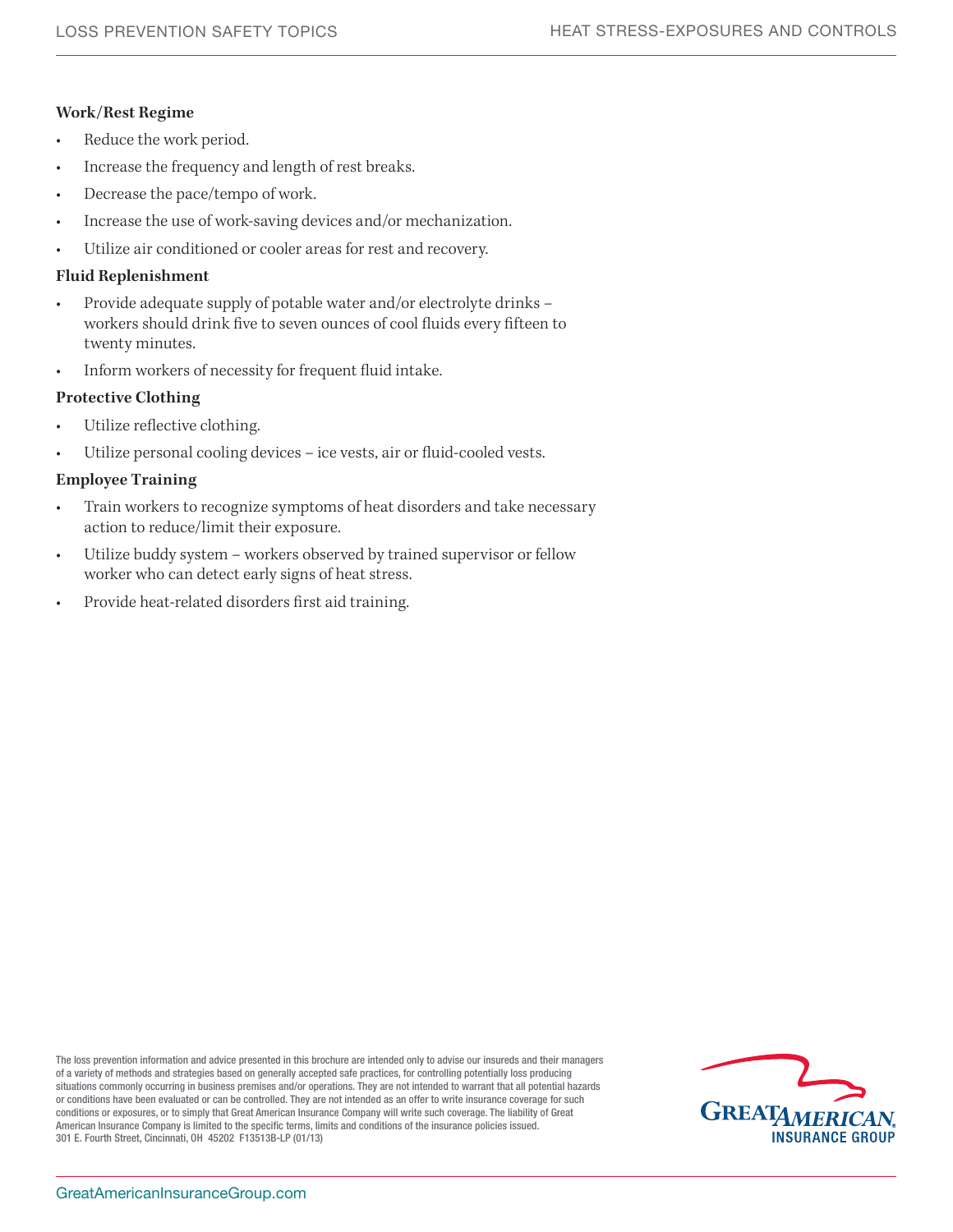**Work/Rest Regime**

- Reduce the work period.
- Increase the frequency and length of rest breaks.
- Decrease the pace/tempo of work.
- Increase the use of work-saving devices and/or mechanization.
- Utilize air conditioned or cooler areas for rest and recovery.

**Fluid Replenishment**

- Provide adequate supply of potable water and/or electrolyte drinks – workers should drink five to seven ounces of cool fluids every fifteen to twenty minutes.
- Inform workers of necessity for frequent fluid intake.

**Protective Clothing**

- Utilize reflective clothing.
- Utilize personal cooling devices – ice vests, air or fluid-cooled vests.

**Employee Training**

- Train workers to recognize symptoms of heat disorders and take necessary action to reduce/limit their exposure.
- Utilize buddy system – workers observed by trained supervisor or fellow worker who can detect early signs of heat stress.
- Provide heat-related disorders first aid training.

The loss prevention information and advice presented in this brochure are intended only to advise our insureds and their managers of a variety of methods and strategies based on generally accepted safe practices, for controlling potentially loss producing situations commonly occurring in business premises and/or operations. They are not intended to warrant that all potential hazards or conditions have been evaluated or can be controlled. They are not intended as an offer to write insurance coverage for such conditions or exposures, or to simply that Great American Insurance Company will write such coverage. The liability of Great American Insurance Company is limited to the specific terms, limits and conditions of the insurance policies issued.
301 E. Fourth Street, Cincinnati, OH 45202 F13513B-LP (01/13)

GREAT AMERICAN INSURANCE GROUP

GreatAmericanInsuranceGroup.com